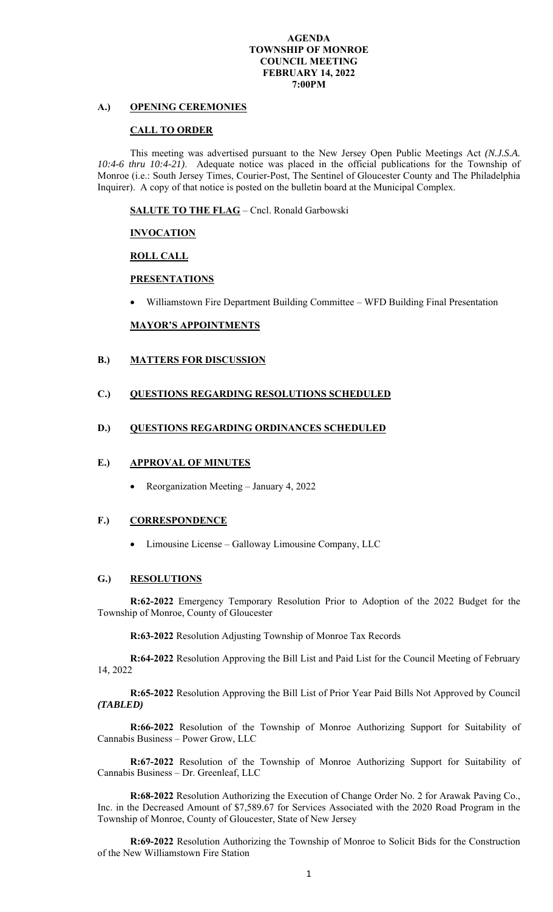**AGENDA**
**TOWNSHIP OF MONROE**
**COUNCIL MEETING**
**FEBRUARY 14, 2022**
**7:00PM**

## A.) OPENING CEREMONIES

### CALL TO ORDER

This meeting was advertised pursuant to the New Jersey Open Public Meetings Act *(N.J.S.A. 10:4-6 thru 10:4-21)*. Adequate notice was placed in the official publications for the Township of Monroe (i.e.: South Jersey Times, Courier-Post, The Sentinel of Gloucester County and The Philadelphia Inquirer). A copy of that notice is posted on the bulletin board at the Municipal Complex.

**SALUTE TO THE FLAG** – Cncl. Ronald Garbowski

**INVOCATION**

**ROLL CALL**

**PRESENTATIONS**

- Williamstown Fire Department Building Committee – WFD Building Final Presentation

**MAYOR'S APPOINTMENTS**

## B.) MATTERS FOR DISCUSSION

## C.) QUESTIONS REGARDING RESOLUTIONS SCHEDULED

## D.) QUESTIONS REGARDING ORDINANCES SCHEDULED

## E.) APPROVAL OF MINUTES

- Reorganization Meeting – January 4, 2022

## F.) CORRESPONDENCE

- Limousine License – Galloway Limousine Company, LLC

## G.) RESOLUTIONS

**R:62-2022** Emergency Temporary Resolution Prior to Adoption of the 2022 Budget for the Township of Monroe, County of Gloucester

**R:63-2022** Resolution Adjusting Township of Monroe Tax Records

**R:64-2022** Resolution Approving the Bill List and Paid List for the Council Meeting of February 14, 2022

**R:65-2022** Resolution Approving the Bill List of Prior Year Paid Bills Not Approved by Council ***(TABLED)***

**R:66-2022** Resolution of the Township of Monroe Authorizing Support for Suitability of Cannabis Business – Power Grow, LLC

**R:67-2022** Resolution of the Township of Monroe Authorizing Support for Suitability of Cannabis Business – Dr. Greenleaf, LLC

**R:68-2022** Resolution Authorizing the Execution of Change Order No. 2 for Arawak Paving Co., Inc. in the Decreased Amount of $7,589.67 for Services Associated with the 2020 Road Program in the Township of Monroe, County of Gloucester, State of New Jersey

**R:69-2022** Resolution Authorizing the Township of Monroe to Solicit Bids for the Construction of the New Williamstown Fire Station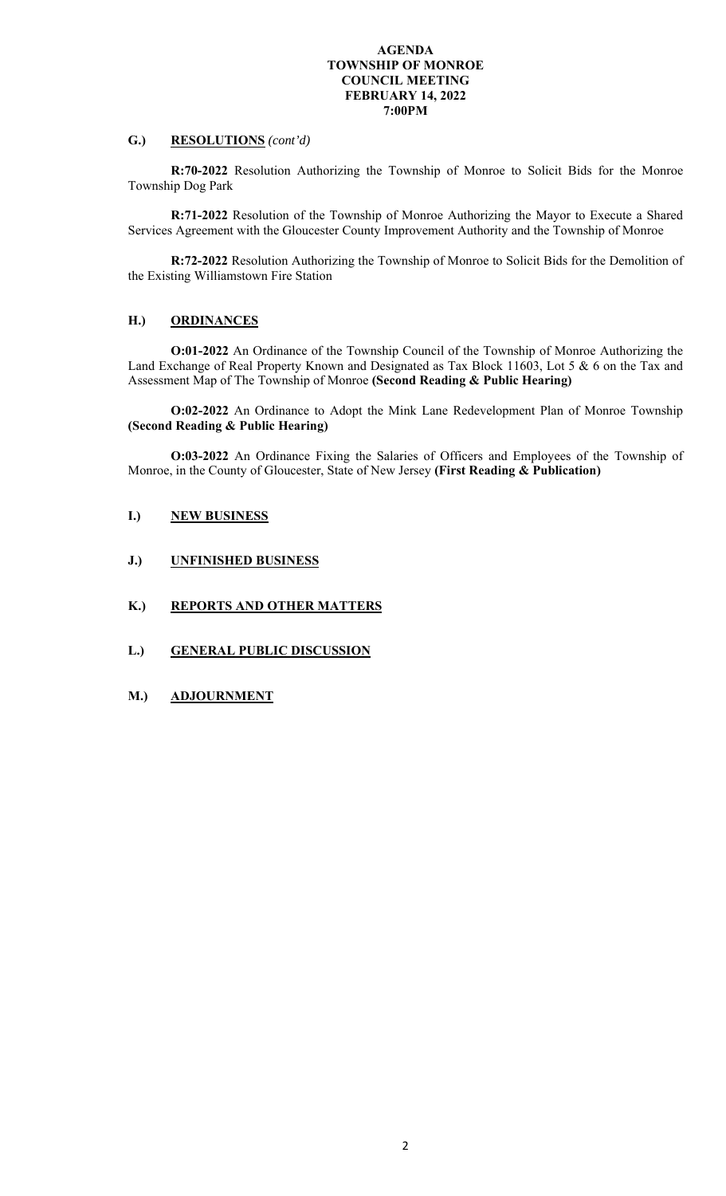**AGENDA**
**TOWNSHIP OF MONROE**
**COUNCIL MEETING**
**FEBRUARY 14, 2022**
**7:00PM**

## G.) RESOLUTIONS *(cont'd)*

**R:70-2022** Resolution Authorizing the Township of Monroe to Solicit Bids for the Monroe Township Dog Park

**R:71-2022** Resolution of the Township of Monroe Authorizing the Mayor to Execute a Shared Services Agreement with the Gloucester County Improvement Authority and the Township of Monroe

**R:72-2022** Resolution Authorizing the Township of Monroe to Solicit Bids for the Demolition of the Existing Williamstown Fire Station

## H.) ORDINANCES

**O:01-2022** An Ordinance of the Township Council of the Township of Monroe Authorizing the Land Exchange of Real Property Known and Designated as Tax Block 11603, Lot 5 & 6 on the Tax and Assessment Map of The Township of Monroe **(Second Reading & Public Hearing)**

**O:02-2022** An Ordinance to Adopt the Mink Lane Redevelopment Plan of Monroe Township **(Second Reading & Public Hearing)**

**O:03-2022** An Ordinance Fixing the Salaries of Officers and Employees of the Township of Monroe, in the County of Gloucester, State of New Jersey **(First Reading & Publication)**

## I.) NEW BUSINESS

## J.) UNFINISHED BUSINESS

## K.) REPORTS AND OTHER MATTERS

## L.) GENERAL PUBLIC DISCUSSION

## M.) ADJOURNMENT